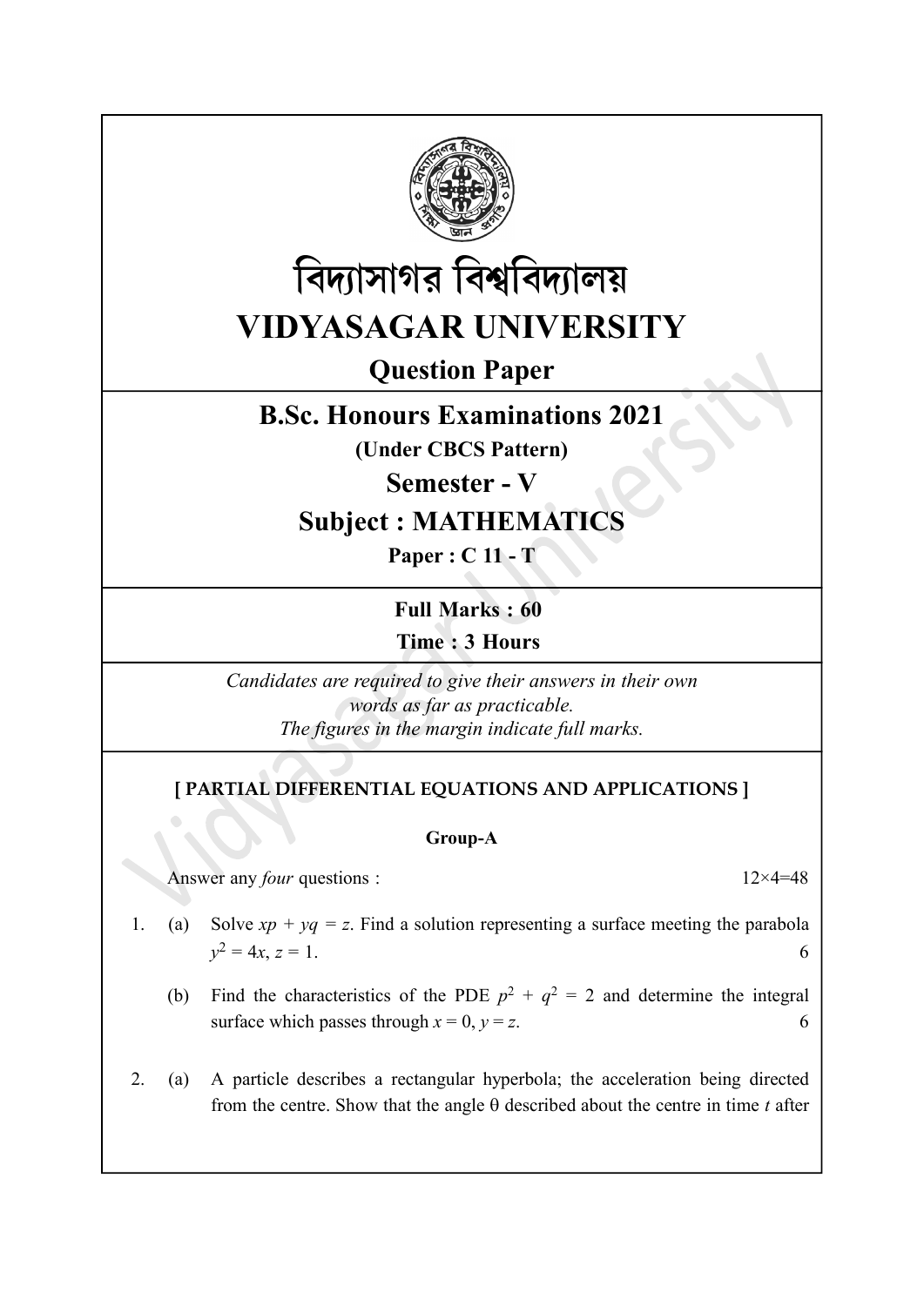# বিদ্যাসাগর বিশ্ববিদ্যালয়

# VIDYASAGAR UNIVERSITY

## Question Paper

## B.Sc. Honours Examinations 2021

**(Under CBCS Pattern)**

## Semester - V

## Subject : MATHEMATICS

**Paper : C 11 - T**

**Full Marks : 60**

**Time : 3 Hours**

*Candidates are required to give their answers in their own words as far as practicable.*
*The figures in the margin indicate full marks.*

**[ PARTIAL DIFFERENTIAL EQUATIONS AND APPLICATIONS ]**

**Group-A**

Answer any *four* questions : 12×4=48

1. (a) Solve $xp + yq = z$. Find a solution representing a surface meeting the parabola $y^2 = 4x$, $z = 1$. 6

   (b) Find the characteristics of the PDE $p^2 + q^2 = 2$ and determine the integral surface which passes through $x = 0$, $y = z$. 6

2. (a) A particle describes a rectangular hyperbola; the acceleration being directed from the centre. Show that the angle $\theta$ described about the centre in time $t$ after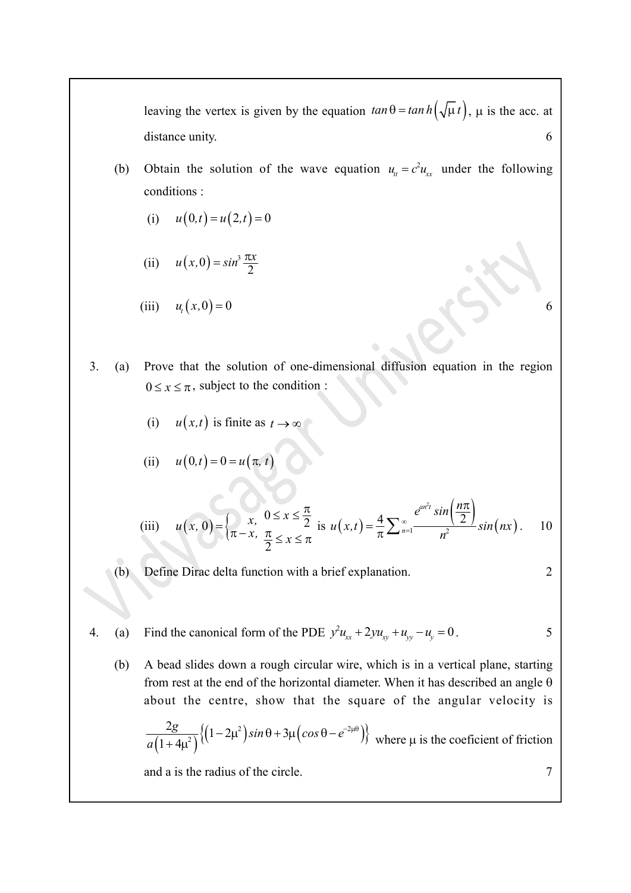leaving the vertex is given by the equation $\tan\theta = \tan h\left(\sqrt{\mu}\, t\right)$, $\mu$ is the acc. at distance unity. 6

(b) Obtain the solution of the wave equation $u_{tt} = c^2 u_{xx}$ under the following conditions :

(i) $u(0,t) = u(2,t) = 0$

(ii) $u(x,0) = \sin^3 \dfrac{\pi x}{2}$

(iii) $u_t(x,0) = 0$ 6

3. (a) Prove that the solution of one-dimensional diffusion equation in the region $0 \le x \le \pi$, subject to the condition :

(i) $u(x,t)$ is finite as $t \to \infty$

(ii) $u(0,t) = 0 = u(\pi, t)$

(iii) $u(x,0) = \begin{cases} x, & 0 \le x \le \dfrac{\pi}{2} \\ \pi - x, & \dfrac{\pi}{2} \le x \le \pi \end{cases}$ is $u(x,t) = \dfrac{4}{\pi} \sum_{n=1}^{\infty} \dfrac{e^{an^2 t} \sin\left(\dfrac{n\pi}{2}\right)}{n^2} \sin(nx)$. 10

(b) Define Dirac delta function with a brief explanation. 2

4. (a) Find the canonical form of the PDE $y^2 u_{xx} + 2y u_{xy} + u_{yy} - u_y = 0$. 5

(b) A bead slides down a rough circular wire, which is in a vertical plane, starting from rest at the end of the horizontal diameter. When it has described an angle $\theta$ about the centre, show that the square of the angular velocity is $\dfrac{2g}{a\left(1+4\mu^2\right)}\left\{\left(1-2\mu^2\right)\sin\theta + 3\mu\left(\cos\theta - e^{-2\mu\theta}\right)\right\}$ where $\mu$ is the coeficient of friction and a is the radius of the circle. 7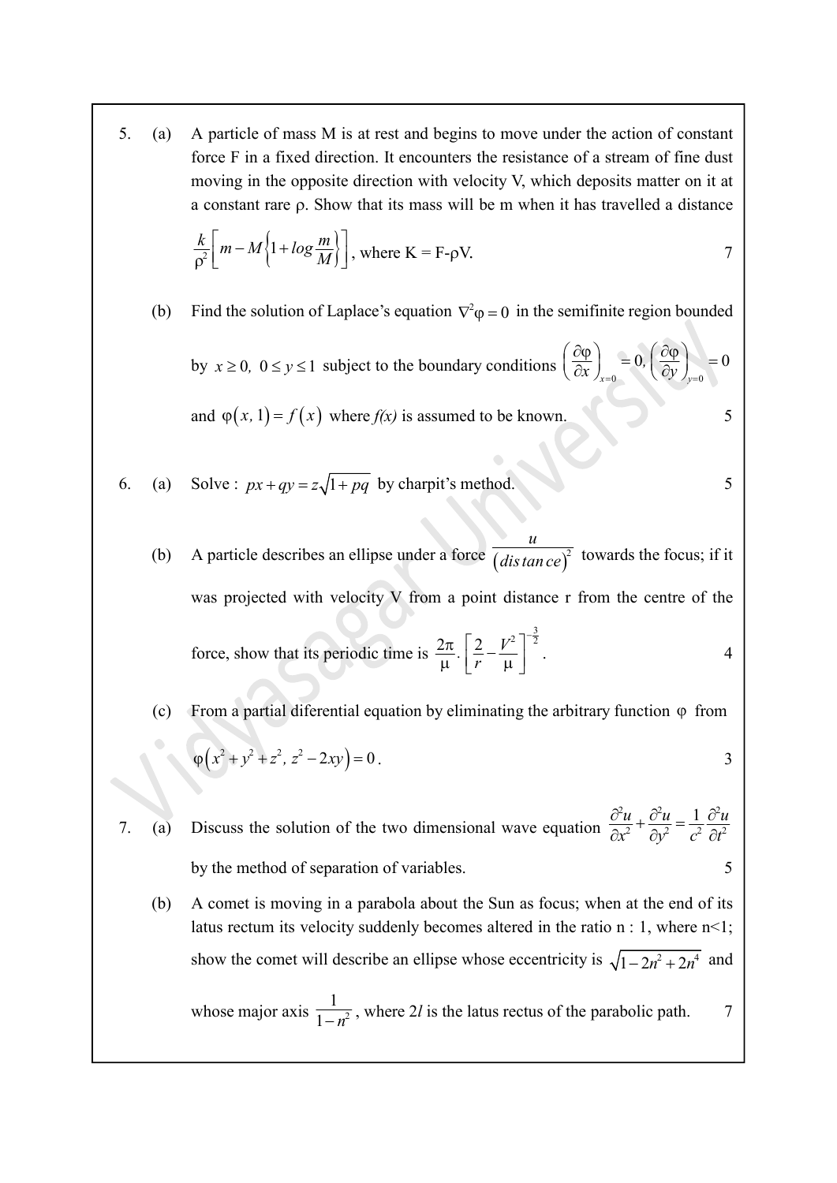5. (a) A particle of mass M is at rest and begins to move under the action of constant force F in a fixed direction. It encounters the resistance of a stream of fine dust moving in the opposite direction with velocity V, which deposits matter on it at a constant rare ρ. Show that its mass will be m when it has travelled a distance $\frac{k}{\rho^2}\left[m - M\left\{1 + log\frac{m}{M}\right\}\right]$, where K = F-ρV. 7

(b) Find the solution of Laplace's equation $\nabla^2\varphi = 0$ in the semifinite region bounded by $x \geq 0,\ 0 \leq y \leq 1$ subject to the boundary conditions $\left(\frac{\partial\varphi}{\partial x}\right)_{x=0} = 0, \left(\frac{\partial\varphi}{\partial y}\right)_{y=0} = 0$ and $\varphi(x, 1) = f(x)$ where *f(x)* is assumed to be known. 5

6. (a) Solve : $px + qy = z\sqrt{1 + pq}$ by charpit's method. 5

(b) A particle describes an ellipse under a force $\frac{u}{(distance)^2}$ towards the focus; if it was projected with velocity V from a point distance r from the centre of the force, show that its periodic time is $\frac{2\pi}{\mu}.\left[\frac{2}{r} - \frac{V^2}{\mu}\right]^{-\frac{3}{2}}$. 4

(c) From a partial diferential equation by eliminating the arbitrary function φ from $\varphi\left(x^2 + y^2 + z^2, z^2 - 2xy\right) = 0$. 3

7. (a) Discuss the solution of the two dimensional wave equation $\frac{\partial^2 u}{\partial x^2} + \frac{\partial^2 u}{\partial y^2} = \frac{1}{c^2}\frac{\partial^2 u}{\partial t^2}$ by the method of separation of variables. 5

(b) A comet is moving in a parabola about the Sun as focus; when at the end of its latus rectum its velocity suddenly becomes altered in the ratio n : 1, where n<1; show the comet will describe an ellipse whose eccentricity is $\sqrt{1 - 2n^2 + 2n^4}$ and whose major axis $\frac{1}{1-n^2}$, where $2l$ is the latus rectus of the parabolic path. 7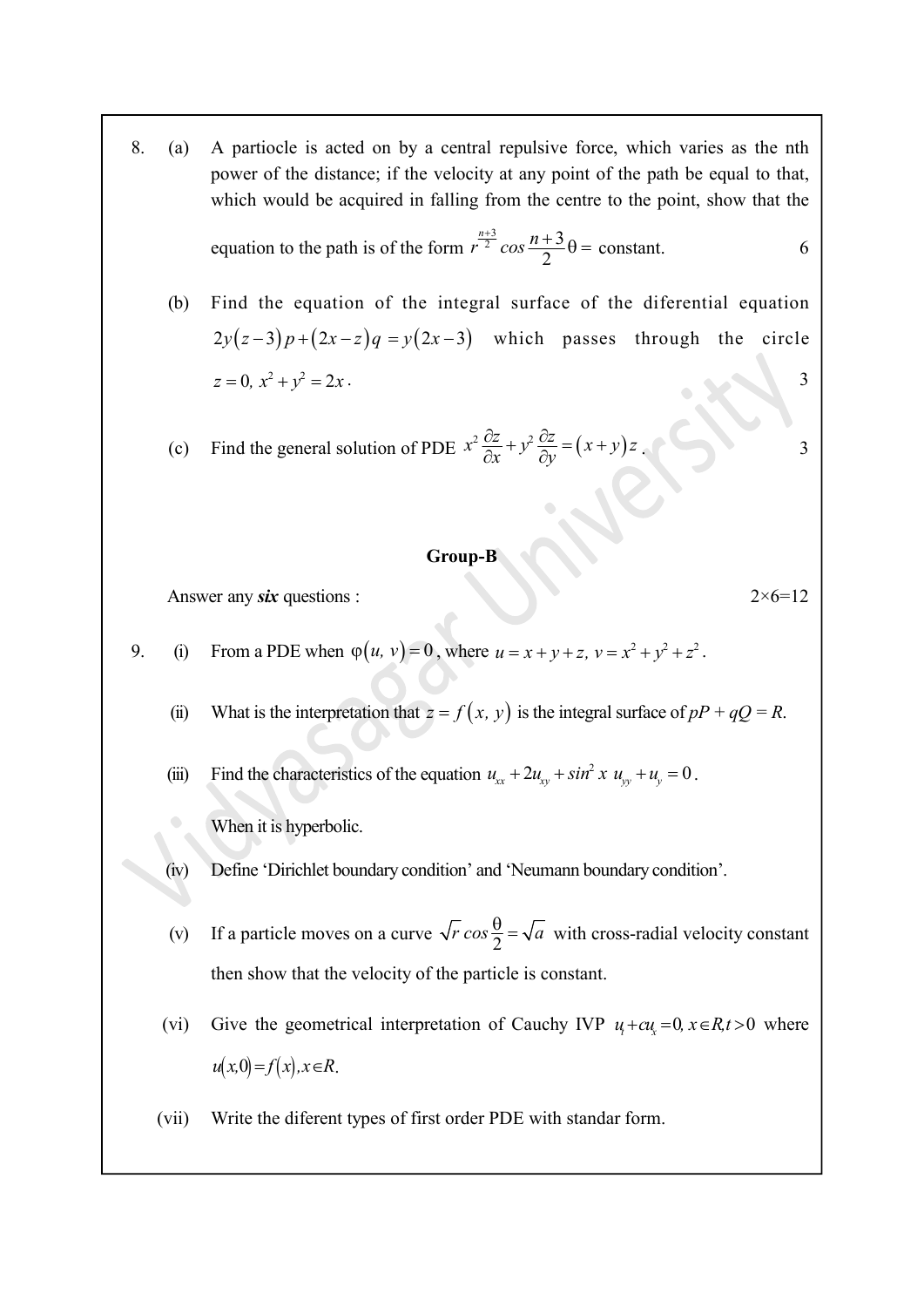8. (a) A partiocle is acted on by a central repulsive force, which varies as the nth power of the distance; if the velocity at any point of the path be equal to that, which would be acquired in falling from the centre to the point, show that the equation to the path is of the form $r^{\frac{n+3}{2}} cos \frac{n+3}{2}\theta =$ constant. 6

(b) Find the equation of the integral surface of the diferential equation $2y(z-3)p+(2x-z)q = y(2x-3)$ which passes through the circle $z=0,\ x^2+y^2=2x$. 3

(c) Find the general solution of PDE $x^2\frac{\partial z}{\partial x}+y^2\frac{\partial z}{\partial y}=(x+y)z$. 3

**Group-B**

Answer any ***six*** questions : 2×6=12

9. (i) From a PDE when $\varphi(u,\ v)=0$, where $u=x+y+z,\ v=x^2+y^2+z^2$.

(ii) What is the interpretation that $z=f(x,\ y)$ is the integral surface of $pP+qQ=R$.

(iii) Find the characteristics of the equation $u_{xx}+2u_{xy}+sin^2 x\ u_{yy}+u_y=0$.

When it is hyperbolic.

(iv) Define 'Dirichlet boundary condition' and 'Neumann boundary condition'.

(v) If a particle moves on a curve $\sqrt{r}\,cos\frac{\theta}{2}=\sqrt{a}$ with cross-radial velocity constant then show that the velocity of the particle is constant.

(vi) Give the geometrical interpretation of Cauchy IVP $u_t+cu_x=0,\ x\in R, t>0$ where $u(x,0)=f(x), x\in R$.

(vii) Write the diferent types of first order PDE with standar form.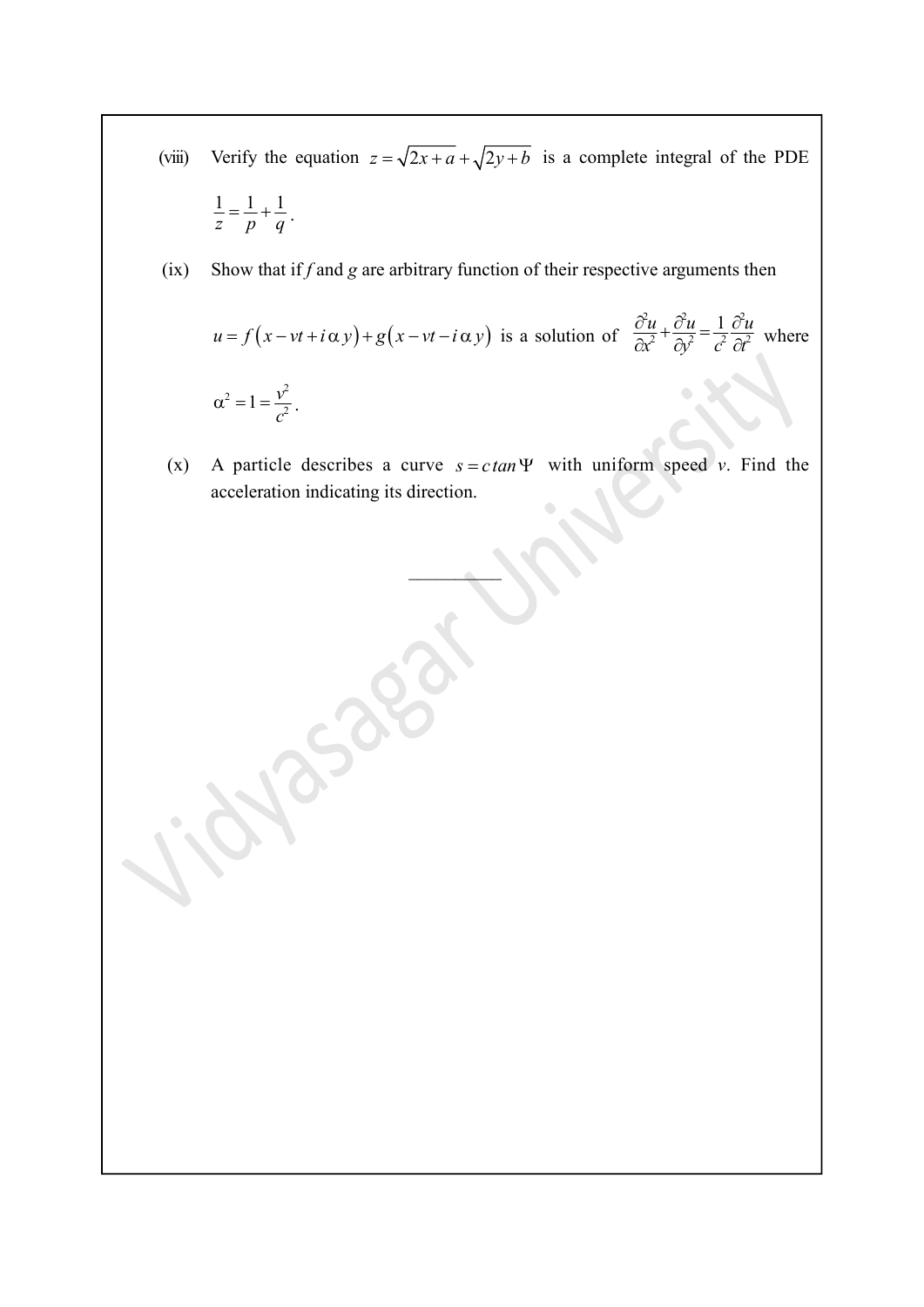(viii) Verify the equation $z = \sqrt{2x + a} + \sqrt{2y + b}$ is a complete integral of the PDE $\frac{1}{z} = \frac{1}{p} + \frac{1}{q}$.

(ix) Show that if *f* and *g* are arbitrary function of their respective arguments then

$u = f(x - vt + i\alpha y) + g(x - vt - i\alpha y)$ is a solution of $\frac{\partial^2 u}{\partial x^2} + \frac{\partial^2 u}{\partial y^2} = \frac{1}{c^2}\frac{\partial^2 u}{\partial t^2}$ where $\alpha^2 = 1 = \frac{v^2}{c^2}$.

(x) A particle describes a curve $s = c \tan \Psi$ with uniform speed *v*. Find the acceleration indicating its direction.

---